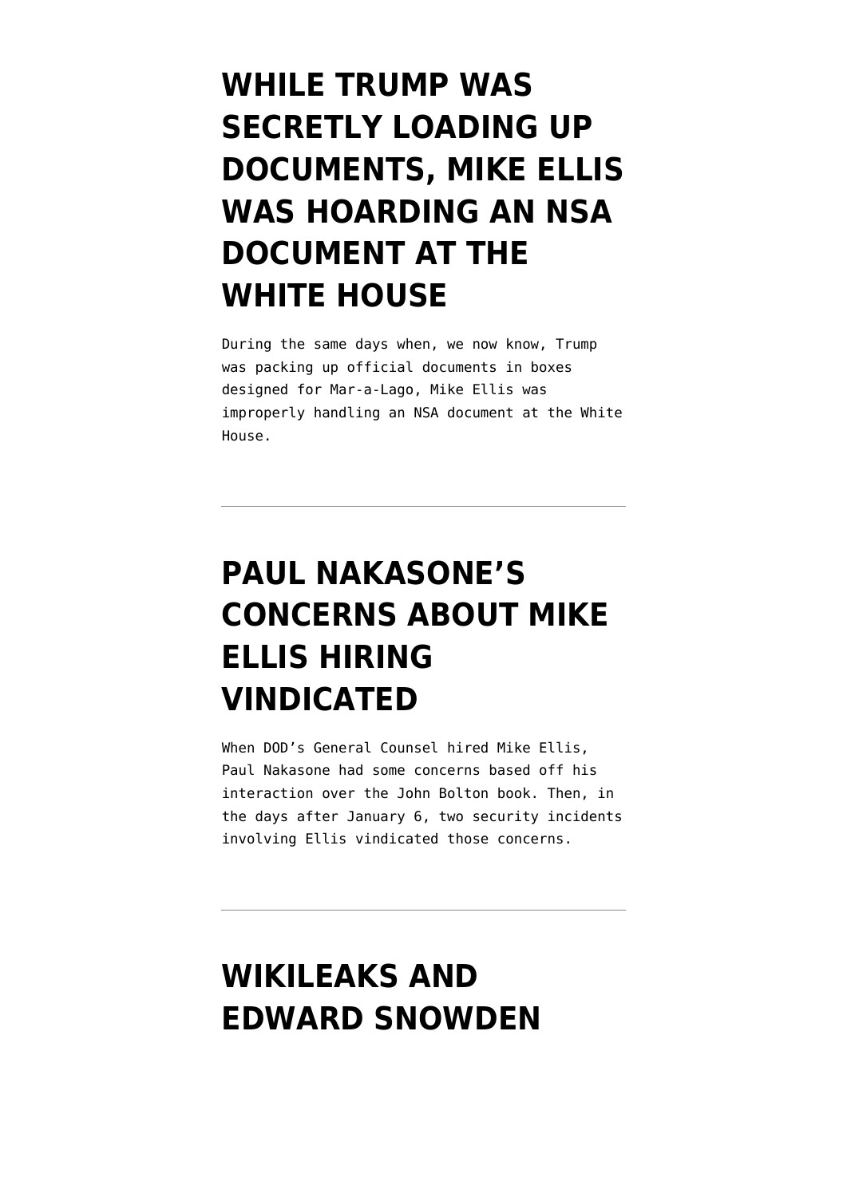# WHILE TRUMP WAS SECRETLY LOADING UP DOCUMENTS, MIKE ELLIS WAS HOARDING AN NSA DOCUMENT AT THE WHITE HOUSE

During the same days when, we now know, Trump was packing up official documents in boxes designed for Mar-a-Lago, Mike Ellis was improperly handling an NSA document at the White House.

---

# PAUL NAKASONE'S CONCERNS ABOUT MIKE ELLIS HIRING VINDICATED

When DOD's General Counsel hired Mike Ellis, Paul Nakasone had some concerns based off his interaction over the John Bolton book. Then, in the days after January 6, two security incidents involving Ellis vindicated those concerns.

---

# WIKILEAKS AND EDWARD SNOWDEN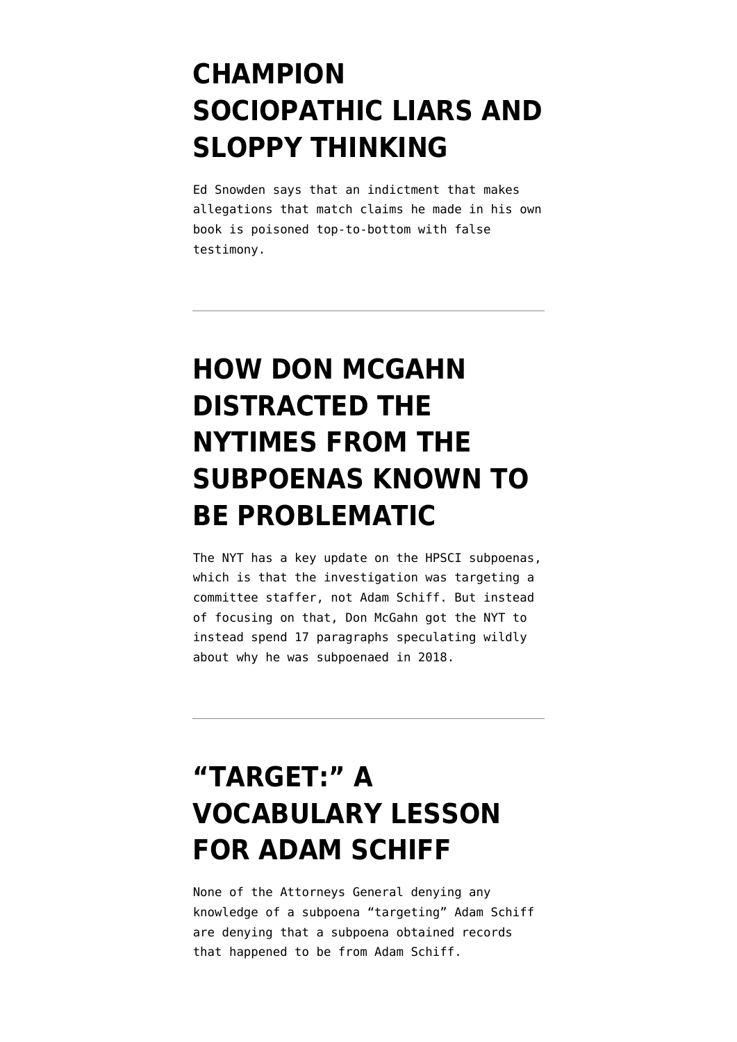# CHAMPION SOCIOPATHIC LIARS AND SLOPPY THINKING

Ed Snowden says that an indictment that makes allegations that match claims he made in his own book is poisoned top-to-bottom with false testimony.

---

# HOW DON MCGAHN DISTRACTED THE NYTIMES FROM THE SUBPOENAS KNOWN TO BE PROBLEMATIC

The NYT has a key update on the HPSCI subpoenas, which is that the investigation was targeting a committee staffer, not Adam Schiff. But instead of focusing on that, Don McGahn got the NYT to instead spend 17 paragraphs speculating wildly about why he was subpoenaed in 2018.

---

# "TARGET:" A VOCABULARY LESSON FOR ADAM SCHIFF

None of the Attorneys General denying any knowledge of a subpoena "targeting" Adam Schiff are denying that a subpoena obtained records that happened to be from Adam Schiff.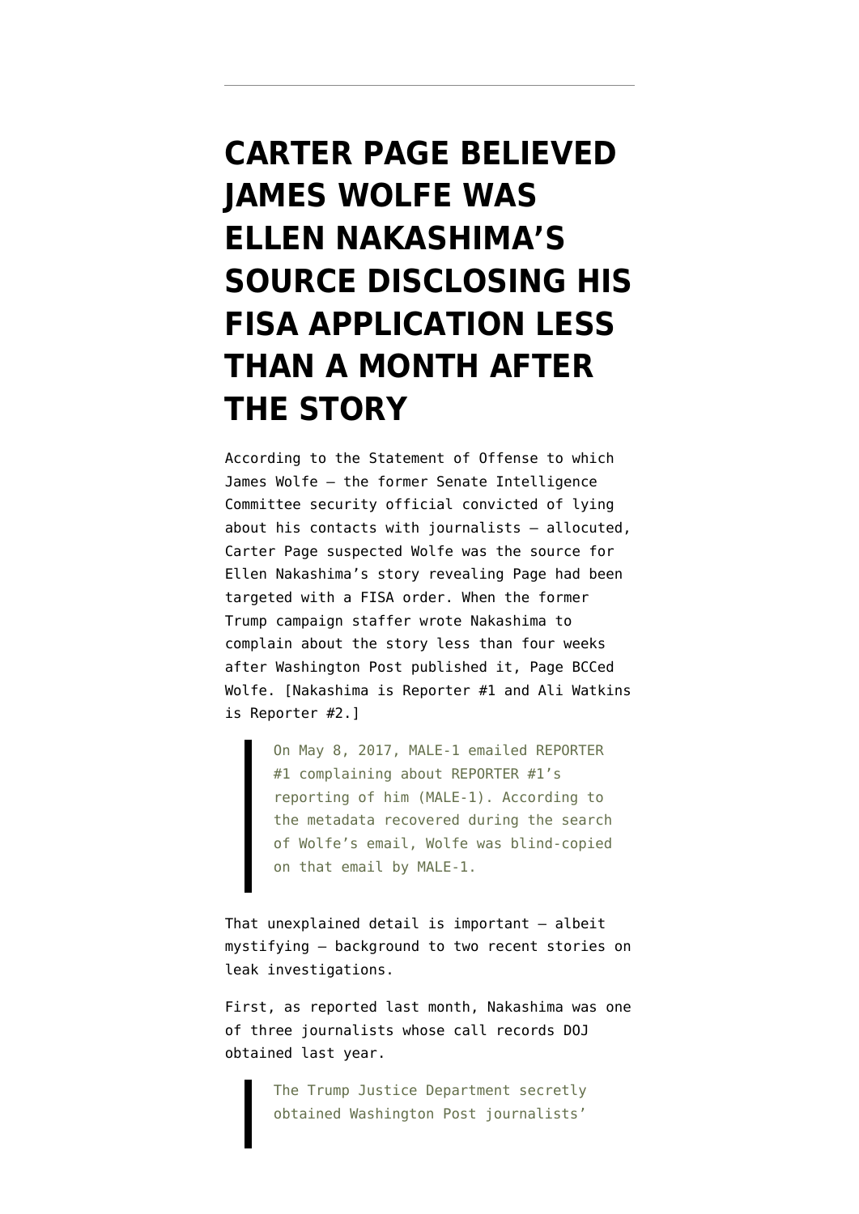# CARTER PAGE BELIEVED JAMES WOLFE WAS ELLEN NAKASHIMA'S SOURCE DISCLOSING HIS FISA APPLICATION LESS THAN A MONTH AFTER THE STORY

According to the Statement of Offense to which James Wolfe — the former Senate Intelligence Committee security official convicted of lying about his contacts with journalists — allocuted, Carter Page suspected Wolfe was the source for Ellen Nakashima's story revealing Page had been targeted with a FISA order. When the former Trump campaign staffer wrote Nakashima to complain about the story less than four weeks after Washington Post published it, Page BCCed Wolfe. [Nakashima is Reporter #1 and Ali Watkins is Reporter #2.]

> On May 8, 2017, MALE-1 emailed REPORTER #1 complaining about REPORTER #1's reporting of him (MALE-1). According to the metadata recovered during the search of Wolfe's email, Wolfe was blind-copied on that email by MALE-1.

That unexplained detail is important — albeit mystifying — background to two recent stories on leak investigations.

First, as reported last month, Nakashima was one of three journalists whose call records DOJ obtained last year.

> The Trump Justice Department secretly obtained Washington Post journalists'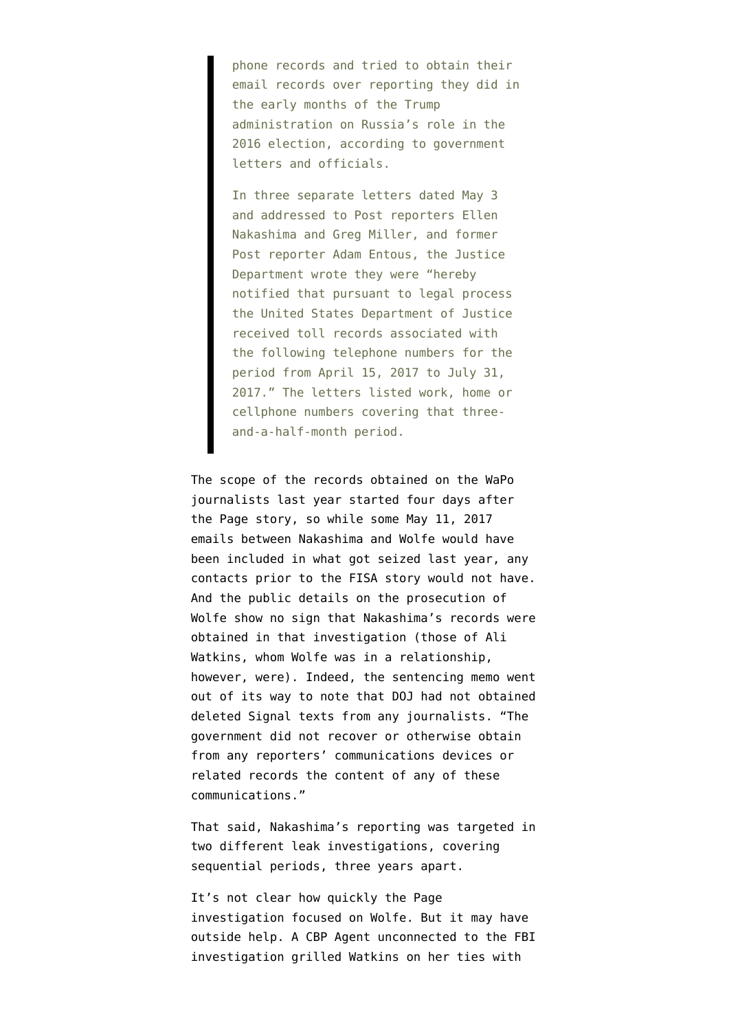> phone records and tried to obtain their email records over reporting they did in the early months of the Trump administration on Russia's role in the 2016 election, according to government letters and officials.
>
> In three separate letters dated May 3 and addressed to Post reporters Ellen Nakashima and Greg Miller, and former Post reporter Adam Entous, the Justice Department wrote they were "hereby notified that pursuant to legal process the United States Department of Justice received toll records associated with the following telephone numbers for the period from April 15, 2017 to July 31, 2017." The letters listed work, home or cellphone numbers covering that three-and-a-half-month period.

The scope of the records obtained on the WaPo journalists last year started four days after the Page story, so while some May 11, 2017 emails between Nakashima and Wolfe would have been included in what got seized last year, any contacts prior to the FISA story would not have. And the public details on the prosecution of Wolfe show no sign that Nakashima's records were obtained in that investigation (those of Ali Watkins, whom Wolfe was in a relationship, however, were). Indeed, the sentencing memo went out of its way to note that DOJ had not obtained deleted Signal texts from any journalists. "The government did not recover or otherwise obtain from any reporters' communications devices or related records the content of any of these communications."

That said, Nakashima's reporting was targeted in two different leak investigations, covering sequential periods, three years apart.

It's not clear how quickly the Page investigation focused on Wolfe. But it may have outside help. A CBP Agent unconnected to the FBI investigation grilled Watkins on her ties with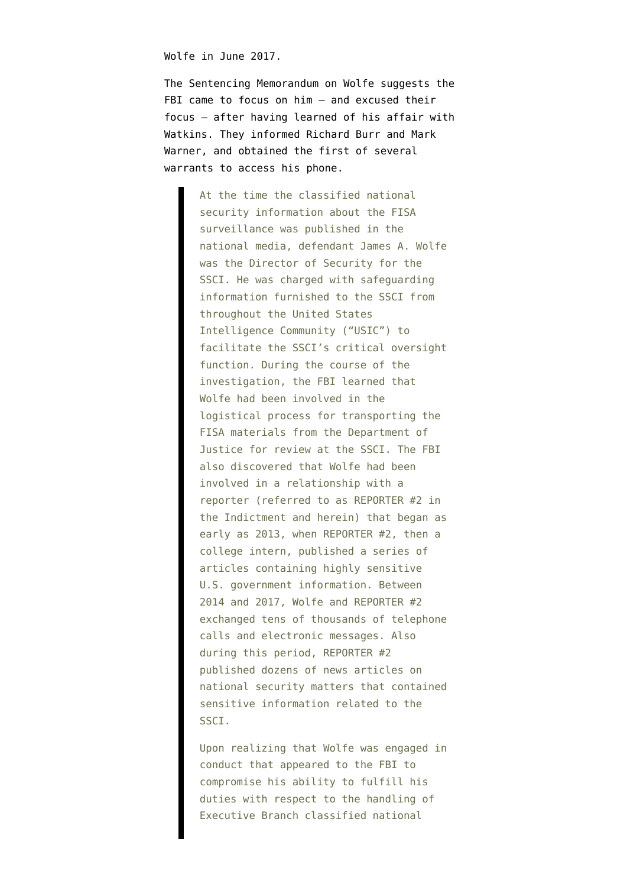Wolfe in June 2017.

The Sentencing Memorandum on Wolfe suggests the FBI came to focus on him — and excused their focus — after having learned of his affair with Watkins. They informed Richard Burr and Mark Warner, and obtained the first of several warrants to access his phone.

> At the time the classified national security information about the FISA surveillance was published in the national media, defendant James A. Wolfe was the Director of Security for the SSCI. He was charged with safeguarding information furnished to the SSCI from throughout the United States Intelligence Community ("USIC") to facilitate the SSCI's critical oversight function. During the course of the investigation, the FBI learned that Wolfe had been involved in the logistical process for transporting the FISA materials from the Department of Justice for review at the SSCI. The FBI also discovered that Wolfe had been involved in a relationship with a reporter (referred to as REPORTER #2 in the Indictment and herein) that began as early as 2013, when REPORTER #2, then a college intern, published a series of articles containing highly sensitive U.S. government information. Between 2014 and 2017, Wolfe and REPORTER #2 exchanged tens of thousands of telephone calls and electronic messages. Also during this period, REPORTER #2 published dozens of news articles on national security matters that contained sensitive information related to the SSCI.
>
> Upon realizing that Wolfe was engaged in conduct that appeared to the FBI to compromise his ability to fulfill his duties with respect to the handling of Executive Branch classified national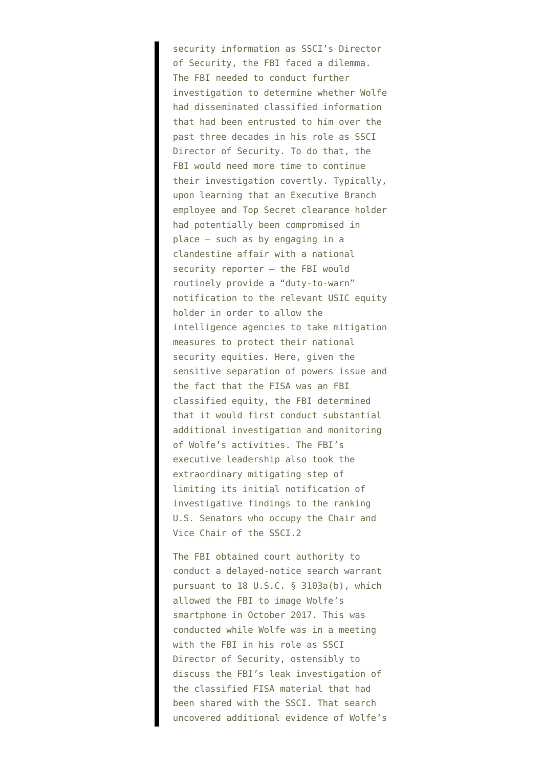> security information as SSCI's Director of Security, the FBI faced a dilemma. The FBI needed to conduct further investigation to determine whether Wolfe had disseminated classified information that had been entrusted to him over the past three decades in his role as SSCI Director of Security. To do that, the FBI would need more time to continue their investigation covertly. Typically, upon learning that an Executive Branch employee and Top Secret clearance holder had potentially been compromised in place – such as by engaging in a clandestine affair with a national security reporter – the FBI would routinely provide a "duty-to-warn" notification to the relevant USIC equity holder in order to allow the intelligence agencies to take mitigation measures to protect their national security equities. Here, given the sensitive separation of powers issue and the fact that the FISA was an FBI classified equity, the FBI determined that it would first conduct substantial additional investigation and monitoring of Wolfe's activities. The FBI's executive leadership also took the extraordinary mitigating step of limiting its initial notification of investigative findings to the ranking U.S. Senators who occupy the Chair and Vice Chair of the SSCI.2
>
> The FBI obtained court authority to conduct a delayed-notice search warrant pursuant to 18 U.S.C. § 3103a(b), which allowed the FBI to image Wolfe's smartphone in October 2017. This was conducted while Wolfe was in a meeting with the FBI in his role as SSCI Director of Security, ostensibly to discuss the FBI's leak investigation of the classified FISA material that had been shared with the SSCI. That search uncovered additional evidence of Wolfe's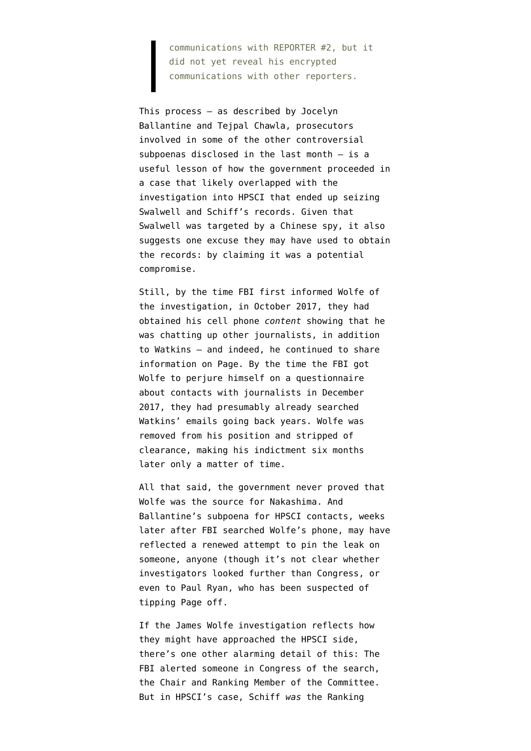> communications with REPORTER #2, but it did not yet reveal his encrypted communications with other reporters.

This process — as described by Jocelyn Ballantine and Tejpal Chawla, prosecutors involved in some of the other controversial subpoenas disclosed in the last month — is a useful lesson of how the government proceeded in a case that likely overlapped with the investigation into HPSCI that ended up seizing Swalwell and Schiff's records. Given that Swalwell was targeted by a Chinese spy, it also suggests one excuse they may have used to obtain the records: by claiming it was a potential compromise.

Still, by the time FBI first informed Wolfe of the investigation, in October 2017, they had obtained his cell phone *content* showing that he was chatting up other journalists, in addition to Watkins — and indeed, he continued to share information on Page. By the time the FBI got Wolfe to perjure himself on a questionnaire about contacts with journalists in December 2017, they had presumably already searched Watkins' emails going back years. Wolfe was removed from his position and stripped of clearance, making his indictment six months later only a matter of time.

All that said, the government never proved that Wolfe was the source for Nakashima. And Ballantine's subpoena for HPSCI contacts, weeks later after FBI searched Wolfe's phone, may have reflected a renewed attempt to pin the leak on someone, anyone (though it's not clear whether investigators looked further than Congress, or even to Paul Ryan, who has been suspected of tipping Page off.

If the James Wolfe investigation reflects how they might have approached the HPSCI side, there's one other alarming detail of this: The FBI alerted someone in Congress of the search, the Chair and Ranking Member of the Committee. But in HPSCI's case, Schiff *was* the Ranking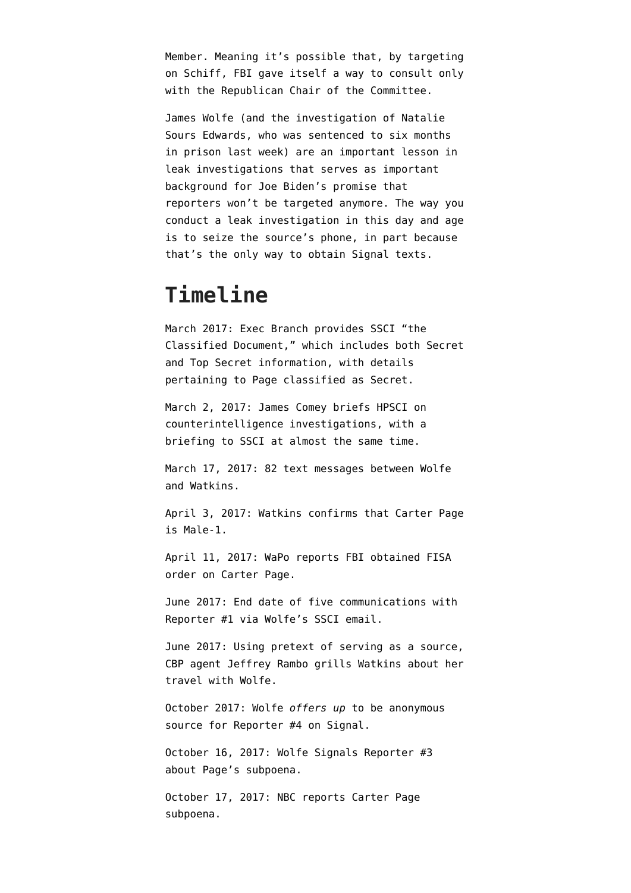Member. Meaning it's possible that, by targeting on Schiff, FBI gave itself a way to consult only with the Republican Chair of the Committee.

James Wolfe (and the investigation of Natalie Sours Edwards, who was sentenced to six months in prison last week) are an important lesson in leak investigations that serves as important background for Joe Biden's promise that reporters won't be targeted anymore. The way you conduct a leak investigation in this day and age is to seize the source's phone, in part because that's the only way to obtain Signal texts.

# Timeline

March 2017: Exec Branch provides SSCI "the Classified Document," which includes both Secret and Top Secret information, with details pertaining to Page classified as Secret.

March 2, 2017: James Comey briefs HPSCI on counterintelligence investigations, with a briefing to SSCI at almost the same time.

March 17, 2017: 82 text messages between Wolfe and Watkins.

April 3, 2017: Watkins confirms that Carter Page is Male-1.

April 11, 2017: WaPo reports FBI obtained FISA order on Carter Page.

June 2017: End date of five communications with Reporter #1 via Wolfe's SSCI email.

June 2017: Using pretext of serving as a source, CBP agent Jeffrey Rambo grills Watkins about her travel with Wolfe.

October 2017: Wolfe *offers up* to be anonymous source for Reporter #4 on Signal.

October 16, 2017: Wolfe Signals Reporter #3 about Page's subpoena.

October 17, 2017: NBC reports Carter Page subpoena.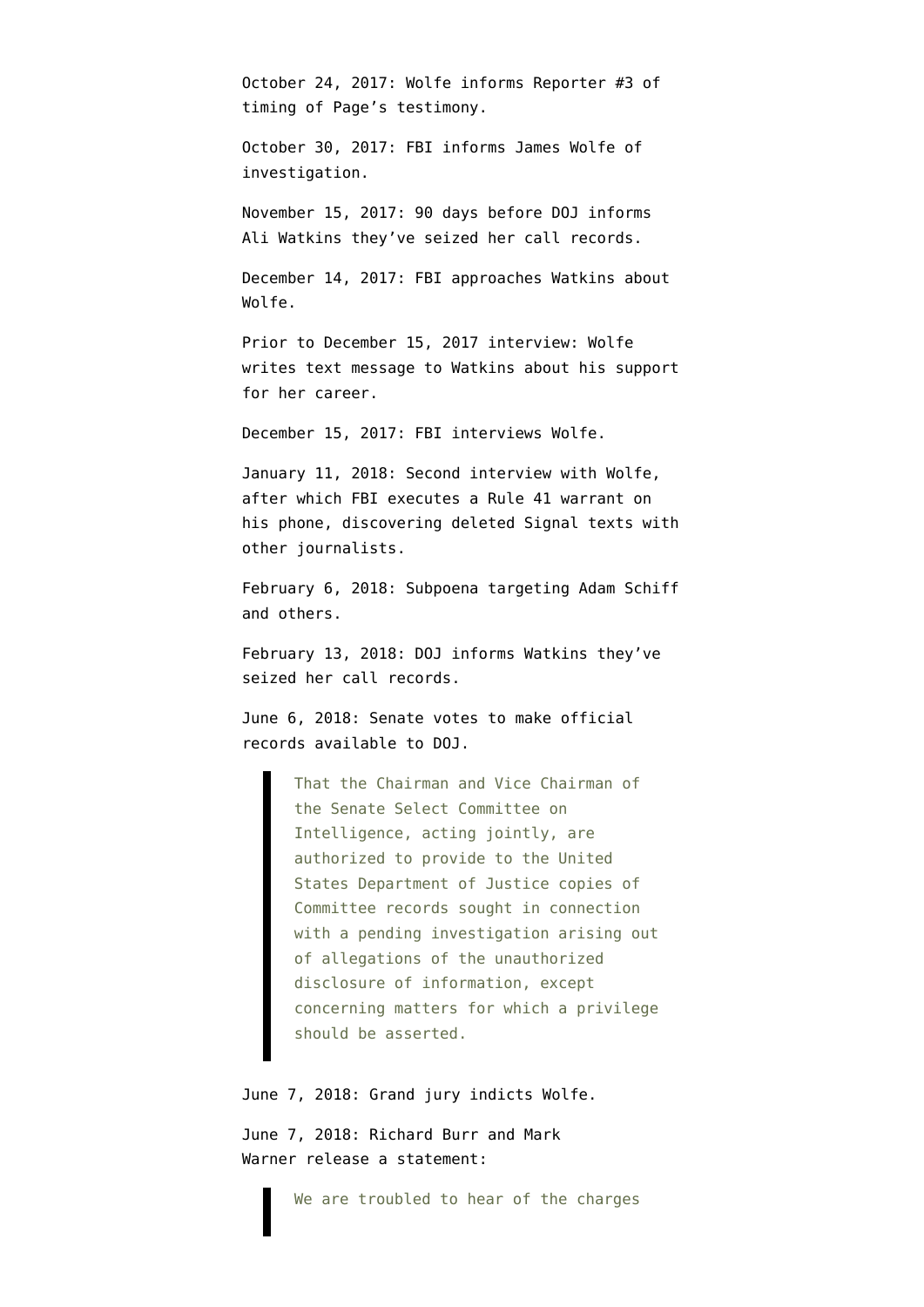October 24, 2017: Wolfe informs Reporter #3 of timing of Page's testimony.

October 30, 2017: FBI informs James Wolfe of investigation.

November 15, 2017: 90 days before DOJ informs Ali Watkins they've seized her call records.

December 14, 2017: FBI approaches Watkins about Wolfe.

Prior to December 15, 2017 interview: Wolfe writes text message to Watkins about his support for her career.

December 15, 2017: FBI interviews Wolfe.

January 11, 2018: Second interview with Wolfe, after which FBI executes a Rule 41 warrant on his phone, discovering deleted Signal texts with other journalists.

February 6, 2018: Subpoena targeting Adam Schiff and others.

February 13, 2018: DOJ informs Watkins they've seized her call records.

June 6, 2018: Senate votes to make official records available to DOJ.

> That the Chairman and Vice Chairman of the Senate Select Committee on Intelligence, acting jointly, are authorized to provide to the United States Department of Justice copies of Committee records sought in connection with a pending investigation arising out of allegations of the unauthorized disclosure of information, except concerning matters for which a privilege should be asserted.

June 7, 2018: Grand jury indicts Wolfe.

June 7, 2018: Richard Burr and Mark Warner release a statement:

> We are troubled to hear of the charges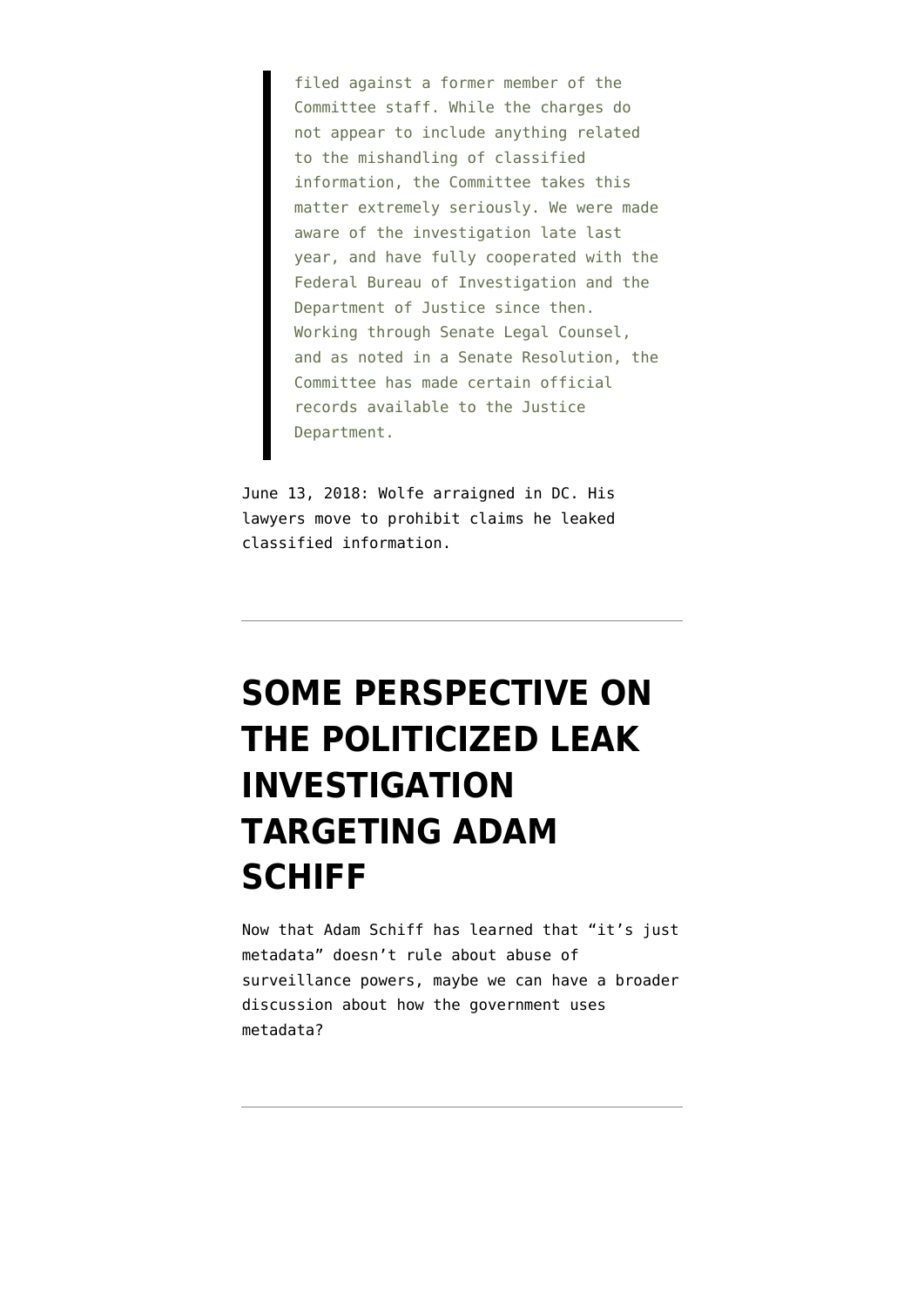> filed against a former member of the Committee staff. While the charges do not appear to include anything related to the mishandling of classified information, the Committee takes this matter extremely seriously. We were made aware of the investigation late last year, and have fully cooperated with the Federal Bureau of Investigation and the Department of Justice since then. Working through Senate Legal Counsel, and as noted in a Senate Resolution, the Committee has made certain official records available to the Justice Department.

June 13, 2018: Wolfe arraigned in DC. His lawyers move to prohibit claims he leaked classified information.

---

# SOME PERSPECTIVE ON THE POLITICIZED LEAK INVESTIGATION TARGETING ADAM SCHIFF

Now that Adam Schiff has learned that "it's just metadata" doesn't rule about abuse of surveillance powers, maybe we can have a broader discussion about how the government uses metadata?

---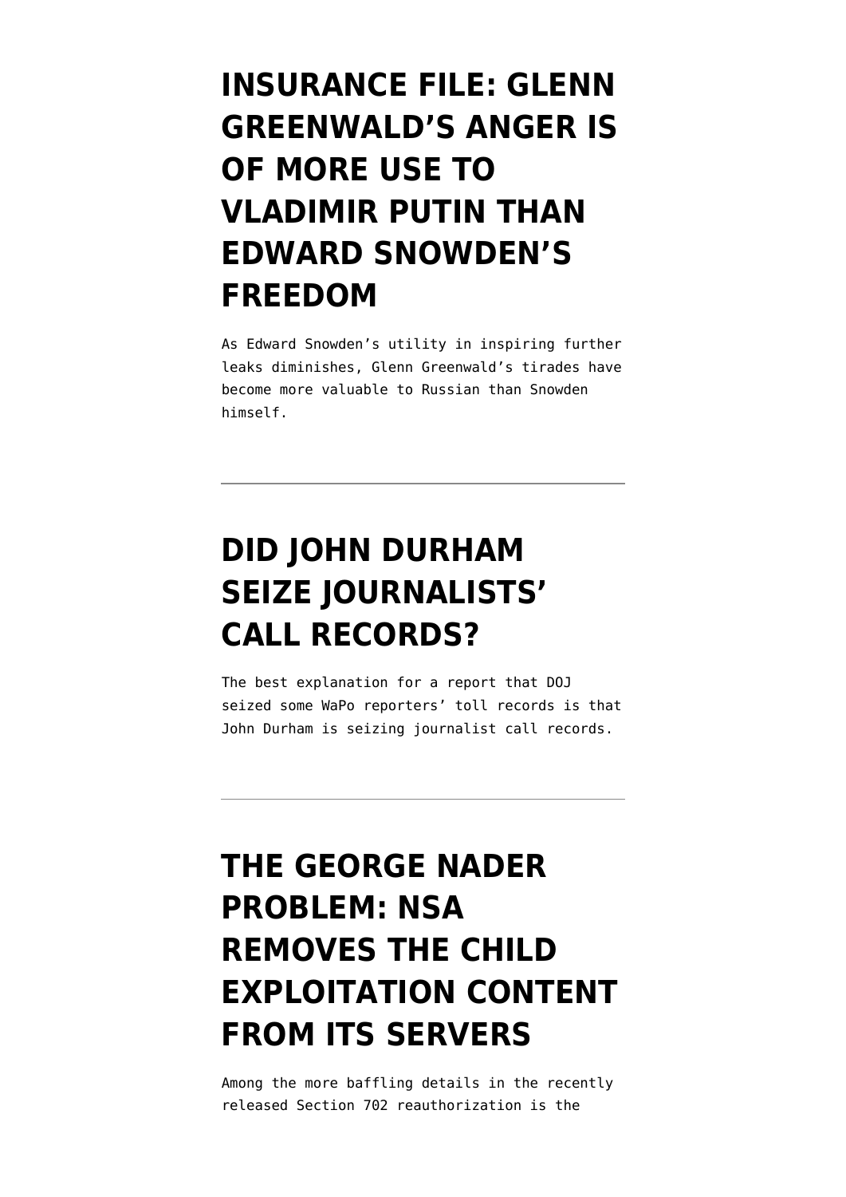# INSURANCE FILE: GLENN GREENWALD'S ANGER IS OF MORE USE TO VLADIMIR PUTIN THAN EDWARD SNOWDEN'S FREEDOM

As Edward Snowden's utility in inspiring further leaks diminishes, Glenn Greenwald's tirades have become more valuable to Russian than Snowden himself.

---

# DID JOHN DURHAM SEIZE JOURNALISTS' CALL RECORDS?

The best explanation for a report that DOJ seized some WaPo reporters' toll records is that John Durham is seizing journalist call records.

---

# THE GEORGE NADER PROBLEM: NSA REMOVES THE CHILD EXPLOITATION CONTENT FROM ITS SERVERS

Among the more baffling details in the recently released Section 702 reauthorization is the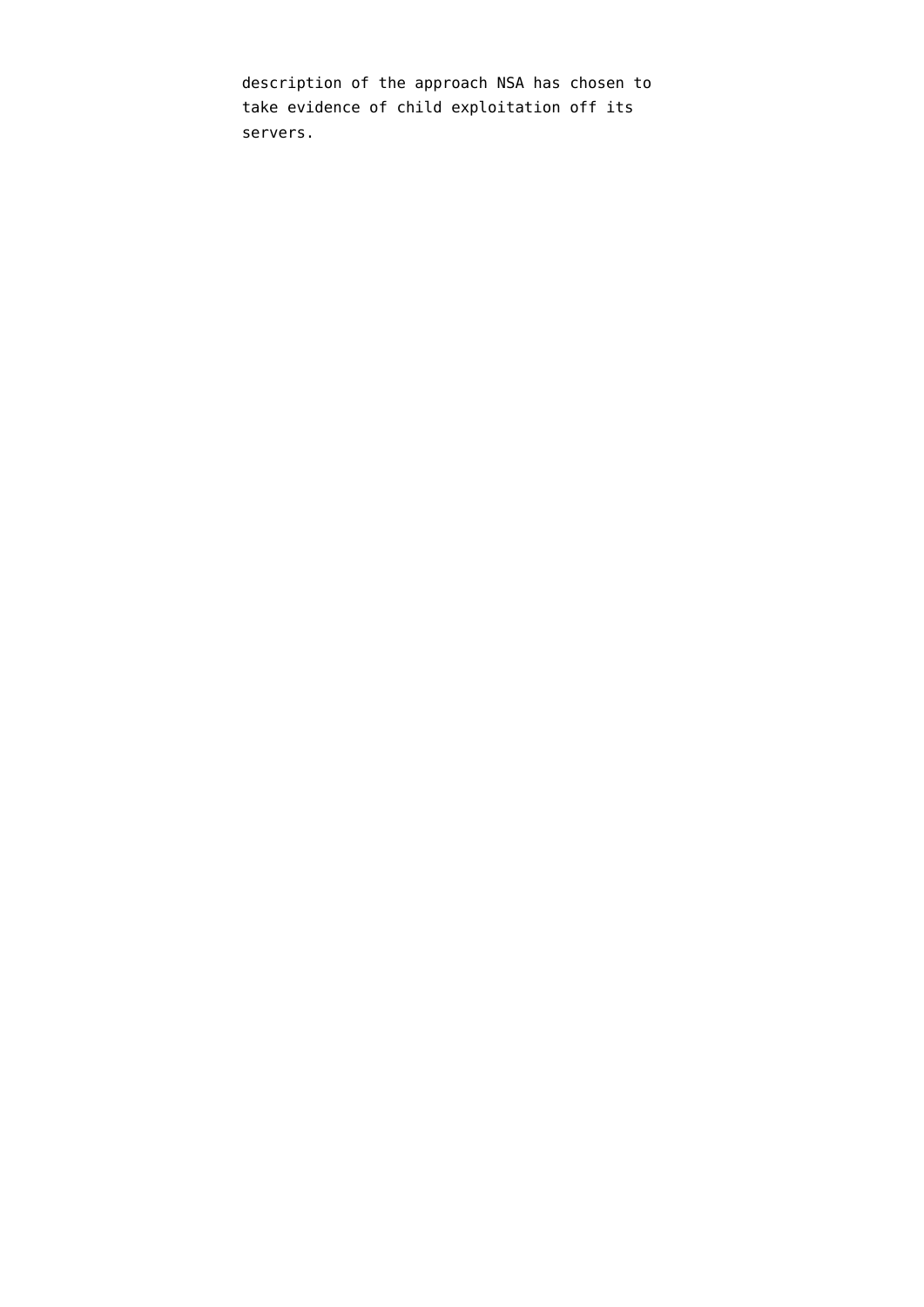description of the approach NSA has chosen to take evidence of child exploitation off its servers.